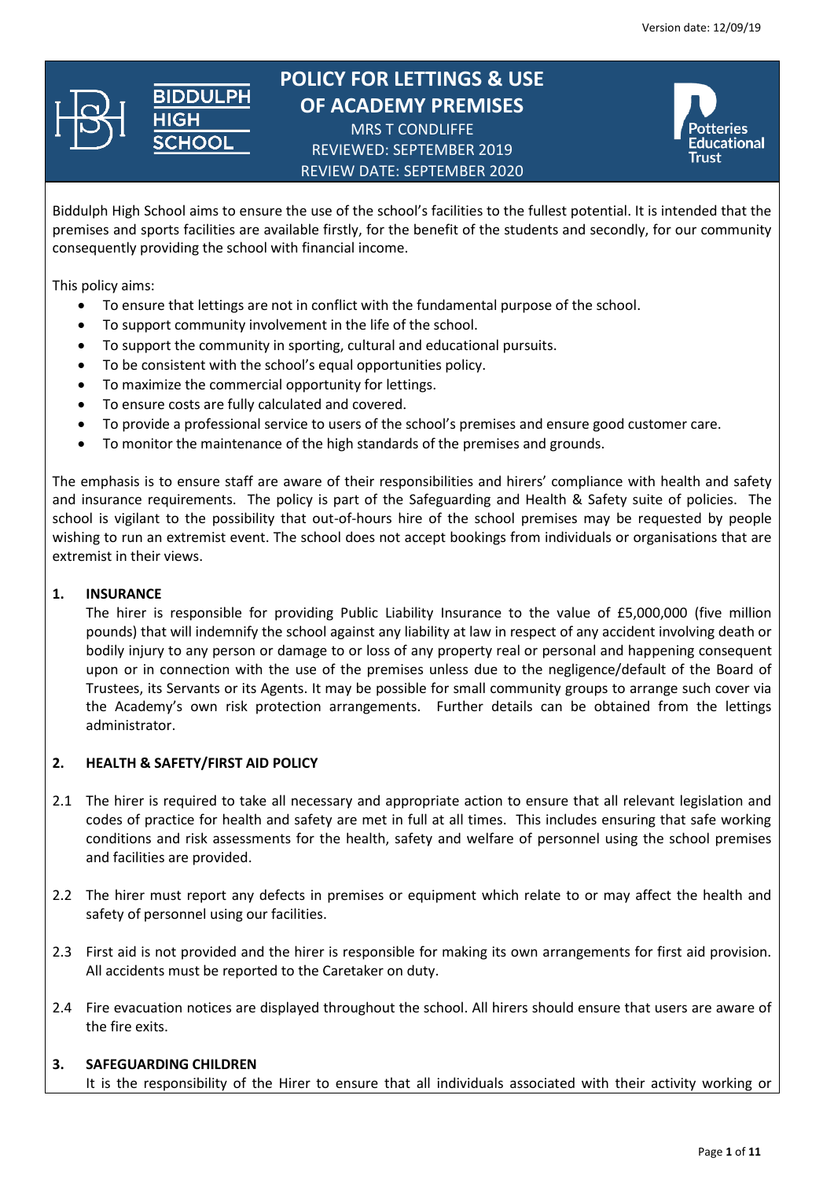Version date: 12/09/19

# POLICY FOR LETTINGS & USE OF ACADEMY PREMISES

MRS T CONDLIFFE
REVIEWED: SEPTEMBER 2019
REVIEW DATE: SEPTEMBER 2020

Biddulph High School aims to ensure the use of the school's facilities to the fullest potential. It is intended that the premises and sports facilities are available firstly, for the benefit of the students and secondly, for our community consequently providing the school with financial income.

This policy aims:

- To ensure that lettings are not in conflict with the fundamental purpose of the school.
- To support community involvement in the life of the school.
- To support the community in sporting, cultural and educational pursuits.
- To be consistent with the school's equal opportunities policy.
- To maximize the commercial opportunity for lettings.
- To ensure costs are fully calculated and covered.
- To provide a professional service to users of the school's premises and ensure good customer care.
- To monitor the maintenance of the high standards of the premises and grounds.

The emphasis is to ensure staff are aware of their responsibilities and hirers' compliance with health and safety and insurance requirements. The policy is part of the Safeguarding and Health & Safety suite of policies. The school is vigilant to the possibility that out-of-hours hire of the school premises may be requested by people wishing to run an extremist event. The school does not accept bookings from individuals or organisations that are extremist in their views.

## 1. INSURANCE

The hirer is responsible for providing Public Liability Insurance to the value of £5,000,000 (five million pounds) that will indemnify the school against any liability at law in respect of any accident involving death or bodily injury to any person or damage to or loss of any property real or personal and happening consequent upon or in connection with the use of the premises unless due to the negligence/default of the Board of Trustees, its Servants or its Agents. It may be possible for small community groups to arrange such cover via the Academy's own risk protection arrangements. Further details can be obtained from the lettings administrator.

## 2. HEALTH & SAFETY/FIRST AID POLICY

2.1 The hirer is required to take all necessary and appropriate action to ensure that all relevant legislation and codes of practice for health and safety are met in full at all times. This includes ensuring that safe working conditions and risk assessments for the health, safety and welfare of personnel using the school premises and facilities are provided.

2.2 The hirer must report any defects in premises or equipment which relate to or may affect the health and safety of personnel using our facilities.

2.3 First aid is not provided and the hirer is responsible for making its own arrangements for first aid provision. All accidents must be reported to the Caretaker on duty.

2.4 Fire evacuation notices are displayed throughout the school. All hirers should ensure that users are aware of the fire exits.

## 3. SAFEGUARDING CHILDREN

It is the responsibility of the Hirer to ensure that all individuals associated with their activity working or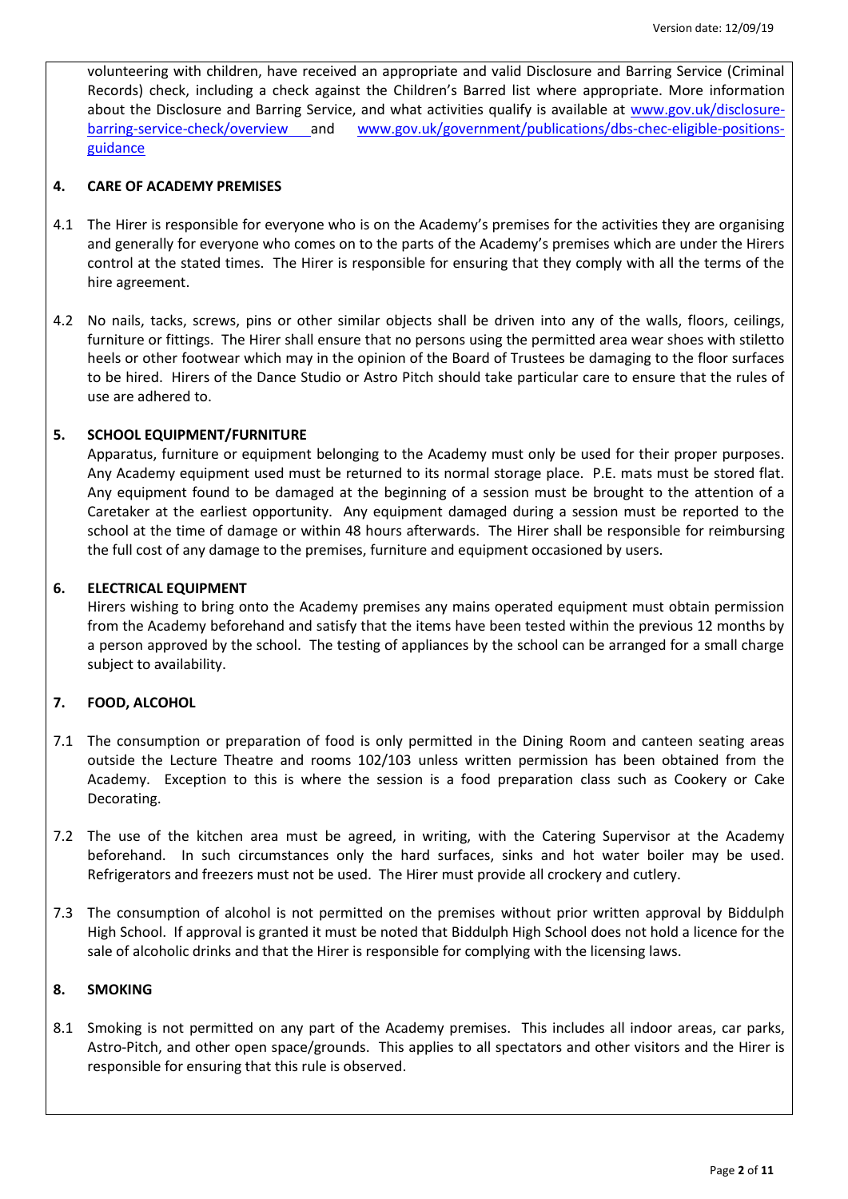volunteering with children, have received an appropriate and valid Disclosure and Barring Service (Criminal Records) check, including a check against the Children's Barred list where appropriate. More information about the Disclosure and Barring Service, and what activities qualify is available at [www.gov.uk/disclosure-barring-service-check/overview](www.gov.uk/disclosure-barring-service-check/overview) and [www.gov.uk/government/publications/dbs-chec-eligible-positions-guidance](www.gov.uk/government/publications/dbs-chec-eligible-positions-guidance)

## 4. CARE OF ACADEMY PREMISES

4.1 The Hirer is responsible for everyone who is on the Academy's premises for the activities they are organising and generally for everyone who comes on to the parts of the Academy's premises which are under the Hirers control at the stated times. The Hirer is responsible for ensuring that they comply with all the terms of the hire agreement.

4.2 No nails, tacks, screws, pins or other similar objects shall be driven into any of the walls, floors, ceilings, furniture or fittings. The Hirer shall ensure that no persons using the permitted area wear shoes with stiletto heels or other footwear which may in the opinion of the Board of Trustees be damaging to the floor surfaces to be hired. Hirers of the Dance Studio or Astro Pitch should take particular care to ensure that the rules of use are adhered to.

## 5. SCHOOL EQUIPMENT/FURNITURE

Apparatus, furniture or equipment belonging to the Academy must only be used for their proper purposes. Any Academy equipment used must be returned to its normal storage place. P.E. mats must be stored flat. Any equipment found to be damaged at the beginning of a session must be brought to the attention of a Caretaker at the earliest opportunity. Any equipment damaged during a session must be reported to the school at the time of damage or within 48 hours afterwards. The Hirer shall be responsible for reimbursing the full cost of any damage to the premises, furniture and equipment occasioned by users.

## 6. ELECTRICAL EQUIPMENT

Hirers wishing to bring onto the Academy premises any mains operated equipment must obtain permission from the Academy beforehand and satisfy that the items have been tested within the previous 12 months by a person approved by the school. The testing of appliances by the school can be arranged for a small charge subject to availability.

## 7. FOOD, ALCOHOL

7.1 The consumption or preparation of food is only permitted in the Dining Room and canteen seating areas outside the Lecture Theatre and rooms 102/103 unless written permission has been obtained from the Academy. Exception to this is where the session is a food preparation class such as Cookery or Cake Decorating.

7.2 The use of the kitchen area must be agreed, in writing, with the Catering Supervisor at the Academy beforehand. In such circumstances only the hard surfaces, sinks and hot water boiler may be used. Refrigerators and freezers must not be used. The Hirer must provide all crockery and cutlery.

7.3 The consumption of alcohol is not permitted on the premises without prior written approval by Biddulph High School. If approval is granted it must be noted that Biddulph High School does not hold a licence for the sale of alcoholic drinks and that the Hirer is responsible for complying with the licensing laws.

## 8. SMOKING

8.1 Smoking is not permitted on any part of the Academy premises. This includes all indoor areas, car parks, Astro-Pitch, and other open space/grounds. This applies to all spectators and other visitors and the Hirer is responsible for ensuring that this rule is observed.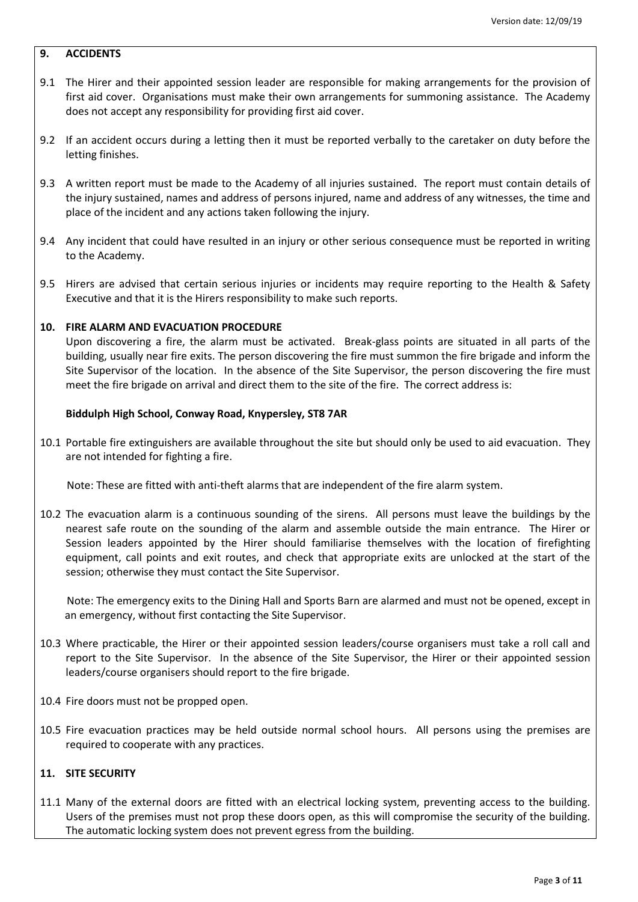## 9. ACCIDENTS

9.1 The Hirer and their appointed session leader are responsible for making arrangements for the provision of first aid cover. Organisations must make their own arrangements for summoning assistance. The Academy does not accept any responsibility for providing first aid cover.

9.2 If an accident occurs during a letting then it must be reported verbally to the caretaker on duty before the letting finishes.

9.3 A written report must be made to the Academy of all injuries sustained. The report must contain details of the injury sustained, names and address of persons injured, name and address of any witnesses, the time and place of the incident and any actions taken following the injury.

9.4 Any incident that could have resulted in an injury or other serious consequence must be reported in writing to the Academy.

9.5 Hirers are advised that certain serious injuries or incidents may require reporting to the Health & Safety Executive and that it is the Hirers responsibility to make such reports.

## 10. FIRE ALARM AND EVACUATION PROCEDURE

Upon discovering a fire, the alarm must be activated. Break-glass points are situated in all parts of the building, usually near fire exits. The person discovering the fire must summon the fire brigade and inform the Site Supervisor of the location. In the absence of the Site Supervisor, the person discovering the fire must meet the fire brigade on arrival and direct them to the site of the fire. The correct address is:

**Biddulph High School, Conway Road, Knypersley, ST8 7AR**

10.1 Portable fire extinguishers are available throughout the site but should only be used to aid evacuation. They are not intended for fighting a fire.

Note: These are fitted with anti-theft alarms that are independent of the fire alarm system.

10.2 The evacuation alarm is a continuous sounding of the sirens. All persons must leave the buildings by the nearest safe route on the sounding of the alarm and assemble outside the main entrance. The Hirer or Session leaders appointed by the Hirer should familiarise themselves with the location of firefighting equipment, call points and exit routes, and check that appropriate exits are unlocked at the start of the session; otherwise they must contact the Site Supervisor.

Note: The emergency exits to the Dining Hall and Sports Barn are alarmed and must not be opened, except in an emergency, without first contacting the Site Supervisor.

10.3 Where practicable, the Hirer or their appointed session leaders/course organisers must take a roll call and report to the Site Supervisor. In the absence of the Site Supervisor, the Hirer or their appointed session leaders/course organisers should report to the fire brigade.

10.4 Fire doors must not be propped open.

10.5 Fire evacuation practices may be held outside normal school hours. All persons using the premises are required to cooperate with any practices.

## 11. SITE SECURITY

11.1 Many of the external doors are fitted with an electrical locking system, preventing access to the building. Users of the premises must not prop these doors open, as this will compromise the security of the building. The automatic locking system does not prevent egress from the building.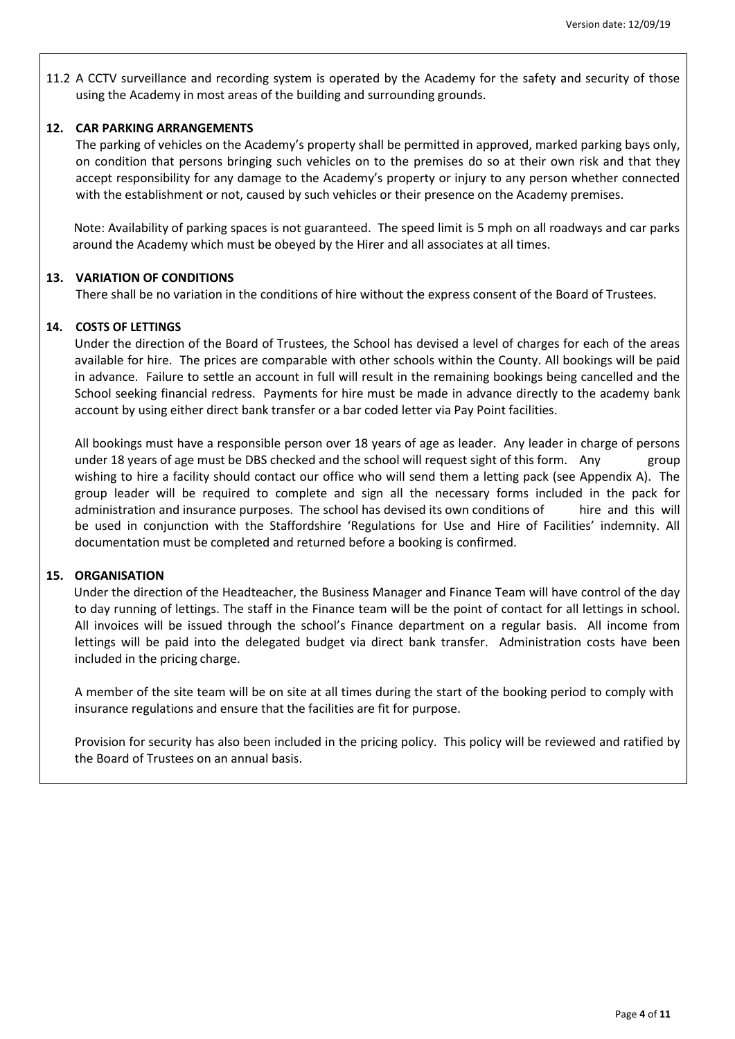11.2 A CCTV surveillance and recording system is operated by the Academy for the safety and security of those using the Academy in most areas of the building and surrounding grounds.

## 12. CAR PARKING ARRANGEMENTS

The parking of vehicles on the Academy's property shall be permitted in approved, marked parking bays only, on condition that persons bringing such vehicles on to the premises do so at their own risk and that they accept responsibility for any damage to the Academy's property or injury to any person whether connected with the establishment or not, caused by such vehicles or their presence on the Academy premises.

Note: Availability of parking spaces is not guaranteed. The speed limit is 5 mph on all roadways and car parks around the Academy which must be obeyed by the Hirer and all associates at all times.

## 13. VARIATION OF CONDITIONS

There shall be no variation in the conditions of hire without the express consent of the Board of Trustees.

## 14. COSTS OF LETTINGS

Under the direction of the Board of Trustees, the School has devised a level of charges for each of the areas available for hire. The prices are comparable with other schools within the County. All bookings will be paid in advance. Failure to settle an account in full will result in the remaining bookings being cancelled and the School seeking financial redress. Payments for hire must be made in advance directly to the academy bank account by using either direct bank transfer or a bar coded letter via Pay Point facilities.

All bookings must have a responsible person over 18 years of age as leader. Any leader in charge of persons under 18 years of age must be DBS checked and the school will request sight of this form. Any group wishing to hire a facility should contact our office who will send them a letting pack (see Appendix A). The group leader will be required to complete and sign all the necessary forms included in the pack for administration and insurance purposes. The school has devised its own conditions of hire and this will be used in conjunction with the Staffordshire 'Regulations for Use and Hire of Facilities' indemnity. All documentation must be completed and returned before a booking is confirmed.

## 15. ORGANISATION

Under the direction of the Headteacher, the Business Manager and Finance Team will have control of the day to day running of lettings. The staff in the Finance team will be the point of contact for all lettings in school. All invoices will be issued through the school's Finance department on a regular basis. All income from lettings will be paid into the delegated budget via direct bank transfer. Administration costs have been included in the pricing charge.

A member of the site team will be on site at all times during the start of the booking period to comply with insurance regulations and ensure that the facilities are fit for purpose.

Provision for security has also been included in the pricing policy. This policy will be reviewed and ratified by the Board of Trustees on an annual basis.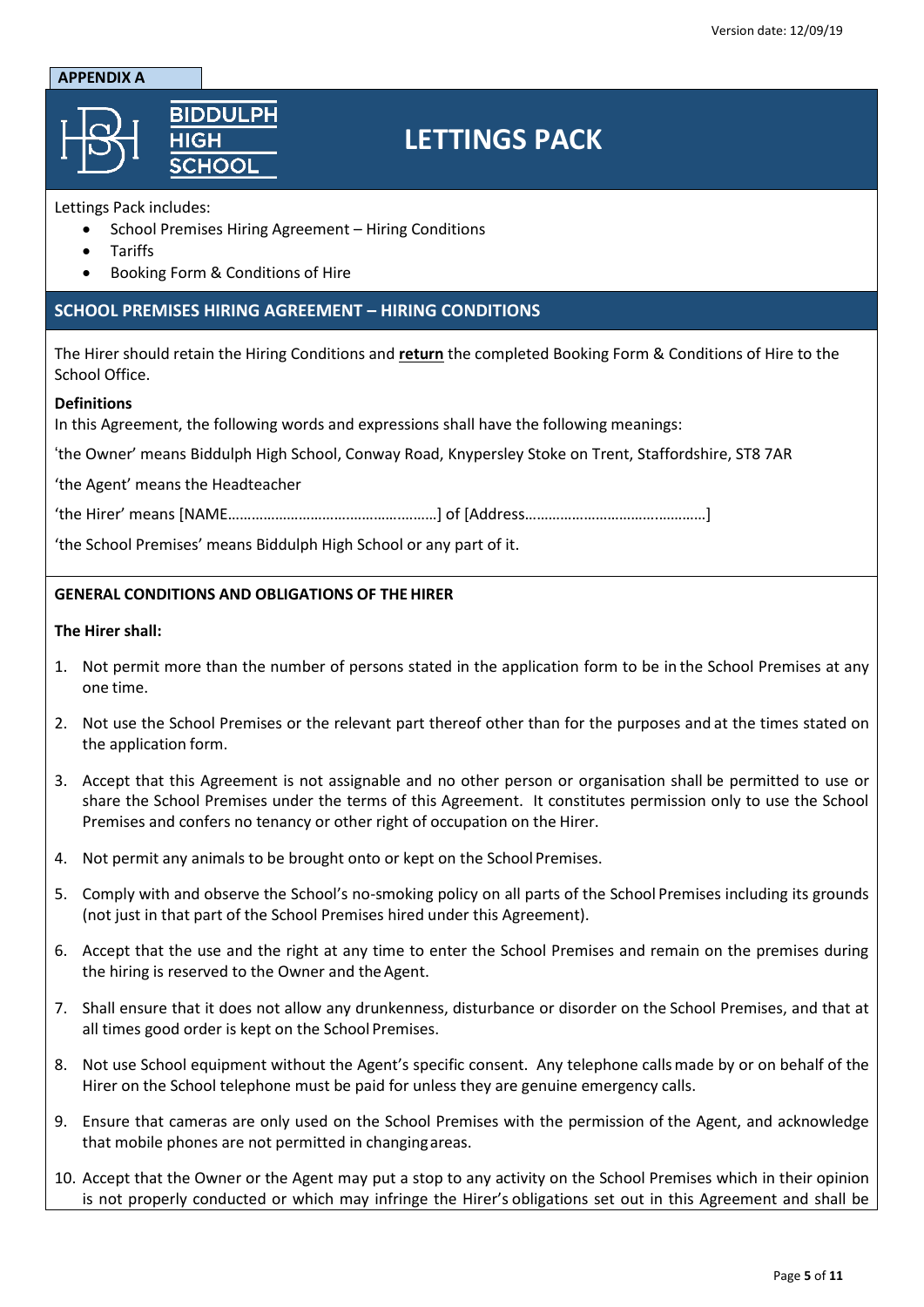**APPENDIX A**

# BIDDULPH HIGH SCHOOL

# LETTINGS PACK

Lettings Pack includes:

- School Premises Hiring Agreement – Hiring Conditions
- Tariffs
- Booking Form & Conditions of Hire

## SCHOOL PREMISES HIRING AGREEMENT – HIRING CONDITIONS

The Hirer should retain the Hiring Conditions and **return** the completed Booking Form & Conditions of Hire to the School Office.

**Definitions**

In this Agreement, the following words and expressions shall have the following meanings:

'the Owner' means Biddulph High School, Conway Road, Knypersley Stoke on Trent, Staffordshire, ST8 7AR

'the Agent' means the Headteacher

'the Hirer' means [NAME………………………………………………] of [Address……………………………….…………]

'the School Premises' means Biddulph High School or any part of it.

**GENERAL CONDITIONS AND OBLIGATIONS OF THE HIRER**

**The Hirer shall:**

1. Not permit more than the number of persons stated in the application form to be in the School Premises at any one time.
2. Not use the School Premises or the relevant part thereof other than for the purposes and at the times stated on the application form.
3. Accept that this Agreement is not assignable and no other person or organisation shall be permitted to use or share the School Premises under the terms of this Agreement. It constitutes permission only to use the School Premises and confers no tenancy or other right of occupation on the Hirer.
4. Not permit any animals to be brought onto or kept on the School Premises.
5. Comply with and observe the School's no-smoking policy on all parts of the School Premises including its grounds (not just in that part of the School Premises hired under this Agreement).
6. Accept that the use and the right at any time to enter the School Premises and remain on the premises during the hiring is reserved to the Owner and the Agent.
7. Shall ensure that it does not allow any drunkenness, disturbance or disorder on the School Premises, and that at all times good order is kept on the School Premises.
8. Not use School equipment without the Agent's specific consent. Any telephone calls made by or on behalf of the Hirer on the School telephone must be paid for unless they are genuine emergency calls.
9. Ensure that cameras are only used on the School Premises with the permission of the Agent, and acknowledge that mobile phones are not permitted in changing areas.
10. Accept that the Owner or the Agent may put a stop to any activity on the School Premises which in their opinion is not properly conducted or which may infringe the Hirer's obligations set out in this Agreement and shall be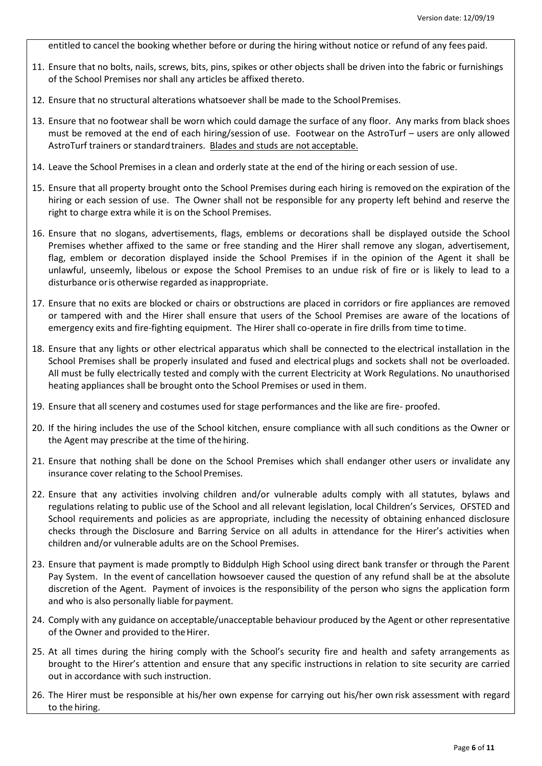entitled to cancel the booking whether before or during the hiring without notice or refund of any fees paid.

11. Ensure that no bolts, nails, screws, bits, pins, spikes or other objects shall be driven into the fabric or furnishings of the School Premises nor shall any articles be affixed thereto.

12. Ensure that no structural alterations whatsoever shall be made to the School Premises.

13. Ensure that no footwear shall be worn which could damage the surface of any floor. Any marks from black shoes must be removed at the end of each hiring/session of use. Footwear on the AstroTurf – users are only allowed AstroTurf trainers or standard trainers. <u>Blades and studs are not acceptable.</u>

14. Leave the School Premises in a clean and orderly state at the end of the hiring or each session of use.

15. Ensure that all property brought onto the School Premises during each hiring is removed on the expiration of the hiring or each session of use. The Owner shall not be responsible for any property left behind and reserve the right to charge extra while it is on the School Premises.

16. Ensure that no slogans, advertisements, flags, emblems or decorations shall be displayed outside the School Premises whether affixed to the same or free standing and the Hirer shall remove any slogan, advertisement, flag, emblem or decoration displayed inside the School Premises if in the opinion of the Agent it shall be unlawful, unseemly, libelous or expose the School Premises to an undue risk of fire or is likely to lead to a disturbance or is otherwise regarded as inappropriate.

17. Ensure that no exits are blocked or chairs or obstructions are placed in corridors or fire appliances are removed or tampered with and the Hirer shall ensure that users of the School Premises are aware of the locations of emergency exits and fire-fighting equipment. The Hirer shall co-operate in fire drills from time to time.

18. Ensure that any lights or other electrical apparatus which shall be connected to the electrical installation in the School Premises shall be properly insulated and fused and electrical plugs and sockets shall not be overloaded. All must be fully electrically tested and comply with the current Electricity at Work Regulations. No unauthorised heating appliances shall be brought onto the School Premises or used in them.

19. Ensure that all scenery and costumes used for stage performances and the like are fire- proofed.

20. If the hiring includes the use of the School kitchen, ensure compliance with all such conditions as the Owner or the Agent may prescribe at the time of the hiring.

21. Ensure that nothing shall be done on the School Premises which shall endanger other users or invalidate any insurance cover relating to the School Premises.

22. Ensure that any activities involving children and/or vulnerable adults comply with all statutes, bylaws and regulations relating to public use of the School and all relevant legislation, local Children's Services, OFSTED and School requirements and policies as are appropriate, including the necessity of obtaining enhanced disclosure checks through the Disclosure and Barring Service on all adults in attendance for the Hirer's activities when children and/or vulnerable adults are on the School Premises.

23. Ensure that payment is made promptly to Biddulph High School using direct bank transfer or through the Parent Pay System. In the event of cancellation howsoever caused the question of any refund shall be at the absolute discretion of the Agent. Payment of invoices is the responsibility of the person who signs the application form and who is also personally liable for payment.

24. Comply with any guidance on acceptable/unacceptable behaviour produced by the Agent or other representative of the Owner and provided to the Hirer.

25. At all times during the hiring comply with the School's security fire and health and safety arrangements as brought to the Hirer's attention and ensure that any specific instructions in relation to site security are carried out in accordance with such instruction.

26. The Hirer must be responsible at his/her own expense for carrying out his/her own risk assessment with regard to the hiring.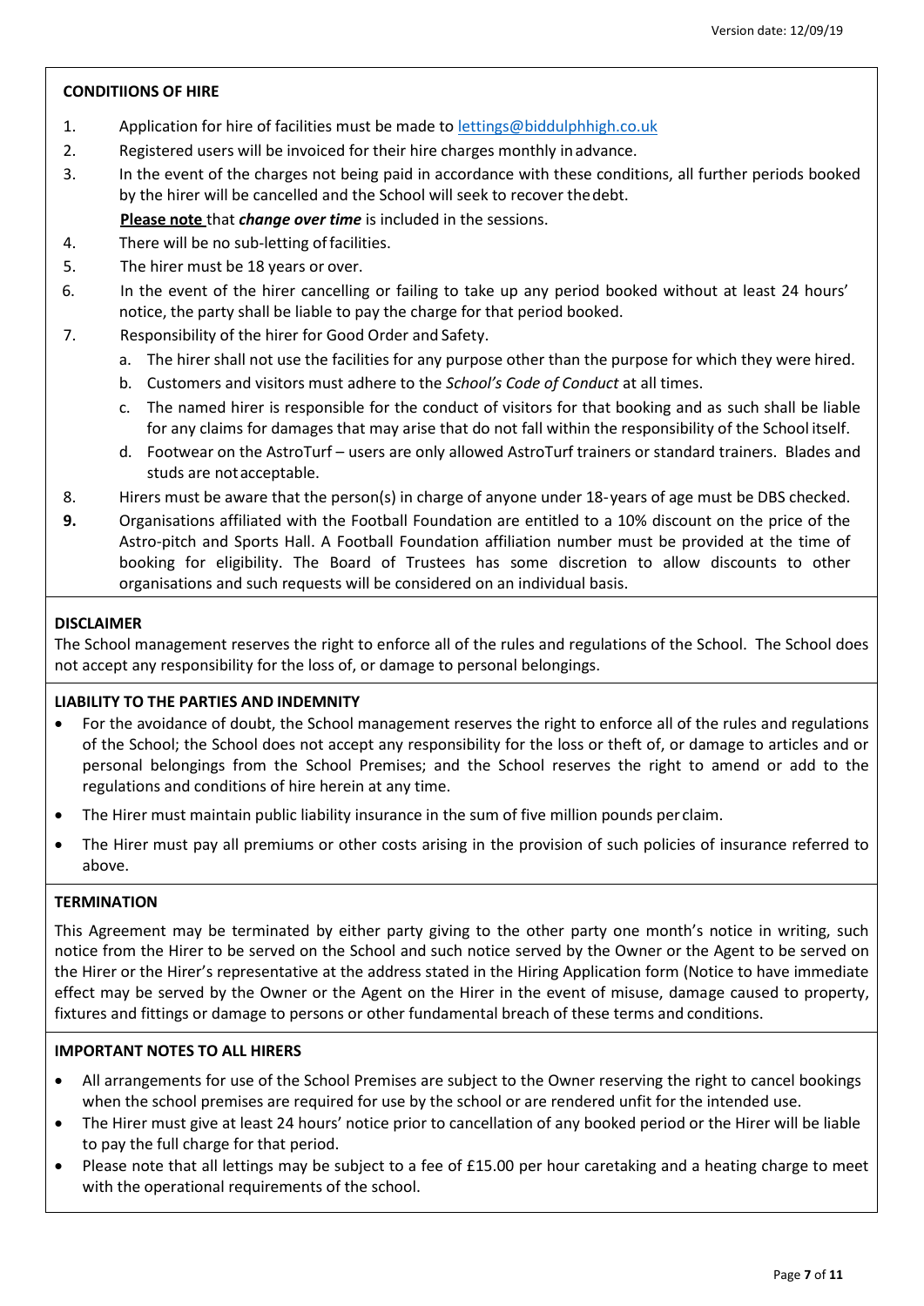## CONDITIIONS OF HIRE

1. Application for hire of facilities must be made to lettings@biddulphhigh.co.uk
2. Registered users will be invoiced for their hire charges monthly in advance.
3. In the event of the charges not being paid in accordance with these conditions, all further periods booked by the hirer will be cancelled and the School will seek to recover the debt.

   **Please note** that ***change over time*** is included in the sessions.
4. There will be no sub-letting of facilities.
5. The hirer must be 18 years or over.
6. In the event of the hirer cancelling or failing to take up any period booked without at least 24 hours' notice, the party shall be liable to pay the charge for that period booked.
7. Responsibility of the hirer for Good Order and Safety.
   a. The hirer shall not use the facilities for any purpose other than the purpose for which they were hired.
   b. Customers and visitors must adhere to the *School's Code of Conduct* at all times.
   c. The named hirer is responsible for the conduct of visitors for that booking and as such shall be liable for any claims for damages that may arise that do not fall within the responsibility of the School itself.
   d. Footwear on the AstroTurf – users are only allowed AstroTurf trainers or standard trainers. Blades and studs are not acceptable.
8. Hirers must be aware that the person(s) in charge of anyone under 18-years of age must be DBS checked.
9. Organisations affiliated with the Football Foundation are entitled to a 10% discount on the price of the Astro-pitch and Sports Hall. A Football Foundation affiliation number must be provided at the time of booking for eligibility. The Board of Trustees has some discretion to allow discounts to other organisations and such requests will be considered on an individual basis.

## DISCLAIMER

The School management reserves the right to enforce all of the rules and regulations of the School. The School does not accept any responsibility for the loss of, or damage to personal belongings.

## LIABILITY TO THE PARTIES AND INDEMNITY

- For the avoidance of doubt, the School management reserves the right to enforce all of the rules and regulations of the School; the School does not accept any responsibility for the loss or theft of, or damage to articles and or personal belongings from the School Premises; and the School reserves the right to amend or add to the regulations and conditions of hire herein at any time.
- The Hirer must maintain public liability insurance in the sum of five million pounds per claim.
- The Hirer must pay all premiums or other costs arising in the provision of such policies of insurance referred to above.

## TERMINATION

This Agreement may be terminated by either party giving to the other party one month's notice in writing, such notice from the Hirer to be served on the School and such notice served by the Owner or the Agent to be served on the Hirer or the Hirer's representative at the address stated in the Hiring Application form (Notice to have immediate effect may be served by the Owner or the Agent on the Hirer in the event of misuse, damage caused to property, fixtures and fittings or damage to persons or other fundamental breach of these terms and conditions.

## IMPORTANT NOTES TO ALL HIRERS

- All arrangements for use of the School Premises are subject to the Owner reserving the right to cancel bookings when the school premises are required for use by the school or are rendered unfit for the intended use.
- The Hirer must give at least 24 hours' notice prior to cancellation of any booked period or the Hirer will be liable to pay the full charge for that period.
- Please note that all lettings may be subject to a fee of £15.00 per hour caretaking and a heating charge to meet with the operational requirements of the school.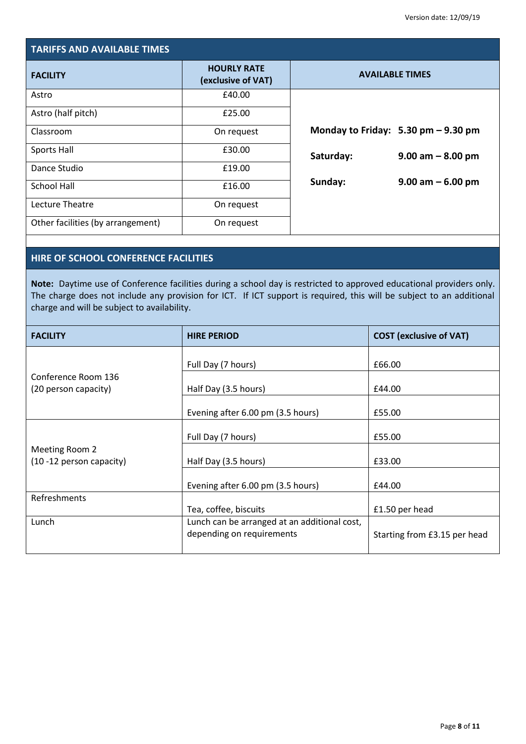## TARIFFS AND AVAILABLE TIMES

| FACILITY | HOURLY RATE (exclusive of VAT) | AVAILABLE TIMES |
|---|---|---|
| Astro | £40.00 | **Monday to Friday: 5.30 pm – 9.30 pm** |
| Astro (half pitch) | £25.00 | **Saturday: 9.00 am – 8.00 pm** |
| Classroom | On request | **Sunday: 9.00 am – 6.00 pm** |
| Sports Hall | £30.00 | |
| Dance Studio | £19.00 | |
| School Hall | £16.00 | |
| Lecture Theatre | On request | |
| Other facilities (by arrangement) | On request | |

## HIRE OF SCHOOL CONFERENCE FACILITIES

**Note:** Daytime use of Conference facilities during a school day is restricted to approved educational providers only. The charge does not include any provision for ICT. If ICT support is required, this will be subject to an additional charge and will be subject to availability.

| FACILITY | HIRE PERIOD | COST (exclusive of VAT) |
|---|---|---|
| Conference Room 136 (20 person capacity) | Full Day (7 hours) | £66.00 |
| | Half Day (3.5 hours) | £44.00 |
| | Evening after 6.00 pm (3.5 hours) | £55.00 |
| Meeting Room 2 (10 -12 person capacity) | Full Day (7 hours) | £55.00 |
| | Half Day (3.5 hours) | £33.00 |
| | Evening after 6.00 pm (3.5 hours) | £44.00 |
| Refreshments | Tea, coffee, biscuits | £1.50 per head |
| Lunch | Lunch can be arranged at an additional cost, depending on requirements | Starting from £3.15 per head |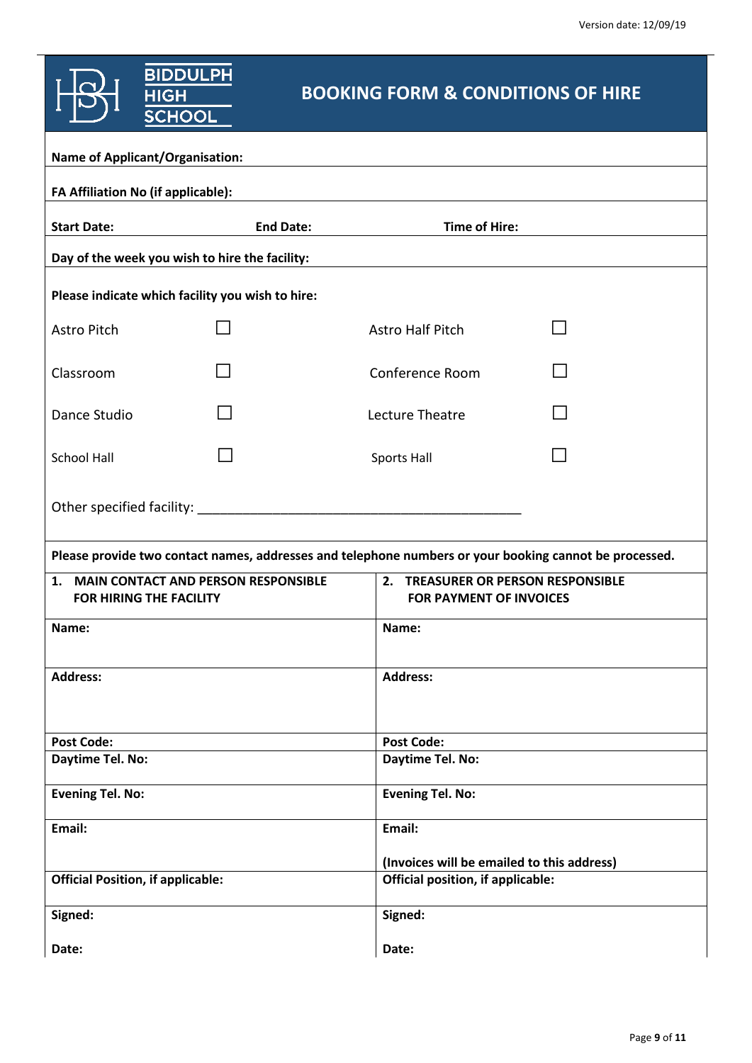Version date: 12/09/19

# BIDDULPH HIGH SCHOOL

## BOOKING FORM & CONDITIONS OF HIRE

**Name of Applicant/Organisation:**

**FA Affiliation No (if applicable):**

**Start Date:** **End Date:** **Time of Hire:**

**Day of the week you wish to hire the facility:**

**Please indicate which facility you wish to hire:**

| | | | |
|---|---|---|---|
| Astro Pitch | ☐ | Astro Half Pitch | ☐ |
| Classroom | ☐ | Conference Room | ☐ |
| Dance Studio | ☐ | Lecture Theatre | ☐ |
| School Hall | ☐ | Sports Hall | ☐ |

Other specified facility: ____________________________________________

**Please provide two contact names, addresses and telephone numbers or your booking cannot be processed.**

| **1. MAIN CONTACT AND PERSON RESPONSIBLE FOR HIRING THE FACILITY** | **2. TREASURER OR PERSON RESPONSIBLE FOR PAYMENT OF INVOICES** |
|---|---|
| **Name:** | **Name:** |
| **Address:** | **Address:** |
| **Post Code:** | **Post Code:** |
| **Daytime Tel. No:** | **Daytime Tel. No:** |
| **Evening Tel. No:** | **Evening Tel. No:** |
| **Email:** | **Email:** **(Invoices will be emailed to this address)** |
| **Official Position, if applicable:** | **Official position, if applicable:** |
| **Signed:** **Date:** | **Signed:** **Date:** |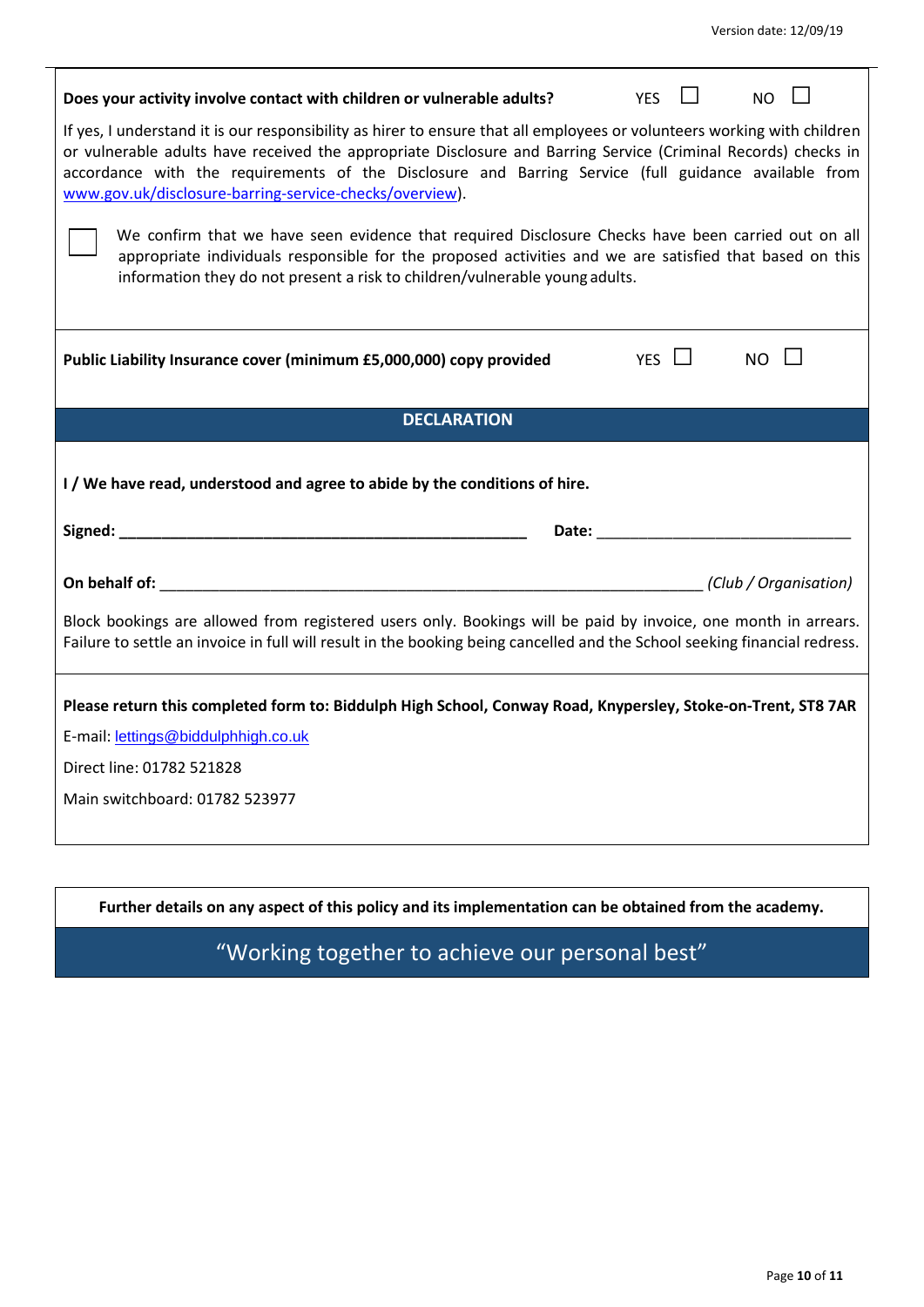**Does your activity involve contact with children or vulnerable adults?** YES ☐ NO ☐

If yes, I understand it is our responsibility as hirer to ensure that all employees or volunteers working with children or vulnerable adults have received the appropriate Disclosure and Barring Service (Criminal Records) checks in accordance with the requirements of the Disclosure and Barring Service (full guidance available from www.gov.uk/disclosure-barring-service-checks/overview).

☐ We confirm that we have seen evidence that required Disclosure Checks have been carried out on all appropriate individuals responsible for the proposed activities and we are satisfied that based on this information they do not present a risk to children/vulnerable young adults.

**Public Liability Insurance cover (minimum £5,000,000) copy provided** YES ☐ NO ☐

## DECLARATION

**I / We have read, understood and agree to abide by the conditions of hire.**

**Signed:** ____________________________________________ **Date:** ___________________________

**On behalf of:** ________________________________________________________ *(Club / Organisation)*

Block bookings are allowed from registered users only. Bookings will be paid by invoice, one month in arrears. Failure to settle an invoice in full will result in the booking being cancelled and the School seeking financial redress.

**Please return this completed form to: Biddulph High School, Conway Road, Knypersley, Stoke-on-Trent, ST8 7AR**

E-mail: lettings@biddulphhigh.co.uk

Direct line: 01782 521828

Main switchboard: 01782 523977

**Further details on any aspect of this policy and its implementation can be obtained from the academy.**

"Working together to achieve our personal best"